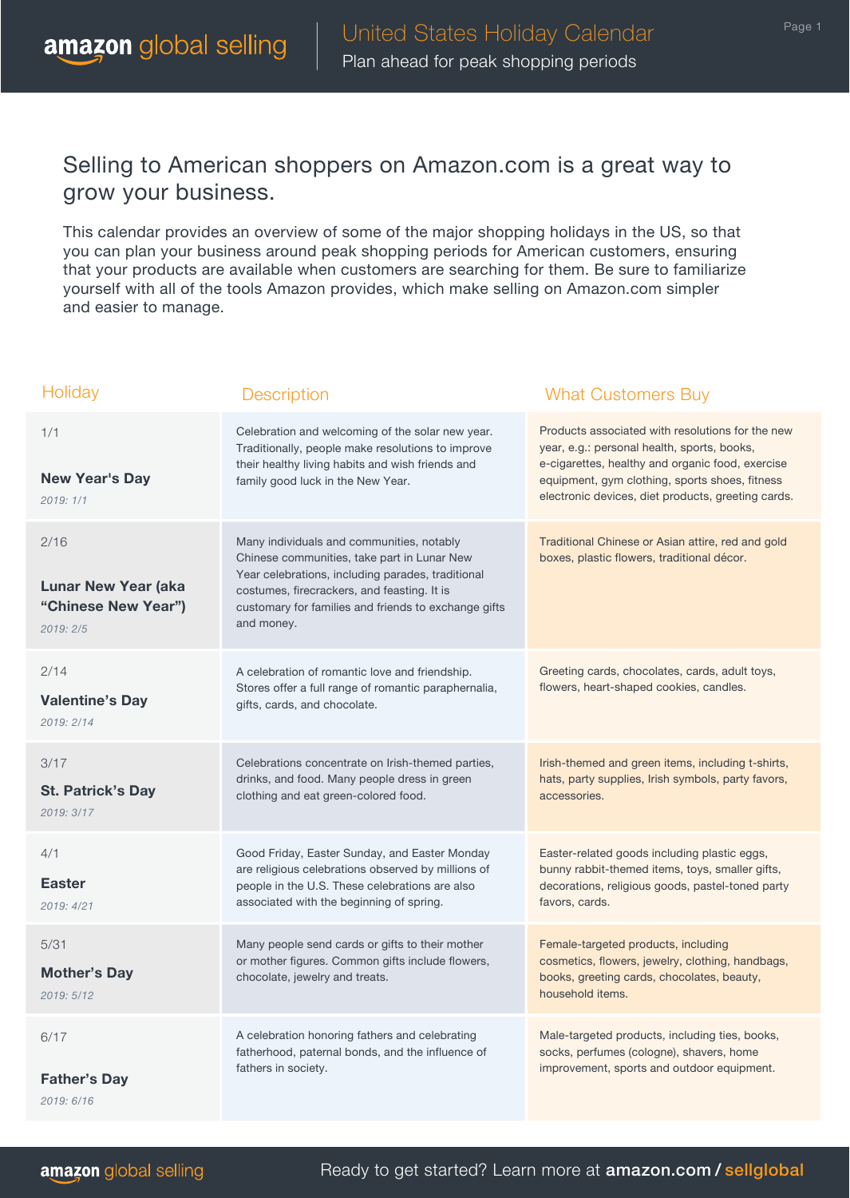# United States Holiday Calendar

Plan ahead for peak shopping periods

## Selling to American shoppers on Amazon.com is a great way to grow your business.

This calendar provides an overview of some of the major shopping holidays in the US, so that you can plan your business around peak shopping periods for American customers, ensuring that your products are available when customers are searching for them. Be sure to familiarize yourself with all of the tools Amazon provides, which make selling on Amazon.com simpler and easier to manage.

| Holiday | Description | What Customers Buy |
| --- | --- | --- |
| 1/1 **New Year's Day** *2019: 1/1* | Celebration and welcoming of the solar new year. Traditionally, people make resolutions to improve their healthy living habits and wish friends and family good luck in the New Year. | Products associated with resolutions for the new year, e.g.: personal health, sports, books, e-cigarettes, healthy and organic food, exercise equipment, gym clothing, sports shoes, fitness electronic devices, diet products, greeting cards. |
| 2/16 **Lunar New Year (aka "Chinese New Year")** *2019: 2/5* | Many individuals and communities, notably Chinese communities, take part in Lunar New Year celebrations, including parades, traditional costumes, firecrackers, and feasting. It is customary for families and friends to exchange gifts and money. | Traditional Chinese or Asian attire, red and gold boxes, plastic flowers, traditional décor. |
| 2/14 **Valentine's Day** *2019: 2/14* | A celebration of romantic love and friendship. Stores offer a full range of romantic paraphernalia, gifts, cards, and chocolate. | Greeting cards, chocolates, cards, adult toys, flowers, heart-shaped cookies, candles. |
| 3/17 **St. Patrick's Day** *2019: 3/17* | Celebrations concentrate on Irish-themed parties, drinks, and food. Many people dress in green clothing and eat green-colored food. | Irish-themed and green items, including t-shirts, hats, party supplies, Irish symbols, party favors, accessories. |
| 4/1 **Easter** *2019: 4/21* | Good Friday, Easter Sunday, and Easter Monday are religious celebrations observed by millions of people in the U.S. These celebrations are also associated with the beginning of spring. | Easter-related goods including plastic eggs, bunny rabbit-themed items, toys, smaller gifts, decorations, religious goods, pastel-toned party favors, cards. |
| 5/31 **Mother's Day** *2019: 5/12* | Many people send cards or gifts to their mother or mother figures. Common gifts include flowers, chocolate, jewelry and treats. | Female-targeted products, including cosmetics, flowers, jewelry, clothing, handbags, books, greeting cards, chocolates, beauty, household items. |
| 6/17 **Father's Day** *2019: 6/16* | A celebration honoring fathers and celebrating fatherhood, paternal bonds, and the influence of fathers in society. | Male-targeted products, including ties, books, socks, perfumes (cologne), shavers, home improvement, sports and outdoor equipment. |

Ready to get started? Learn more at **amazon.com / sellglobal**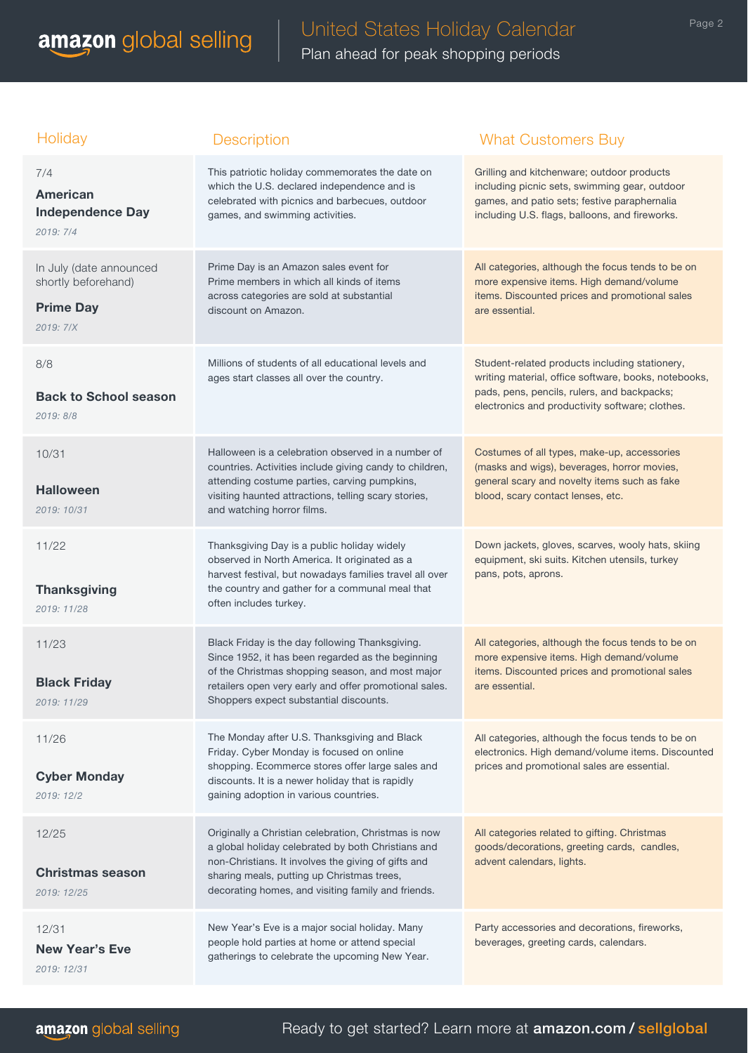# United States Holiday Calendar

Plan ahead for peak shopping periods

| Holiday | Description | What Customers Buy |
|---|---|---|
| 7/4<br>**American Independence Day**<br>*2019: 7/4* | This patriotic holiday commemorates the date on which the U.S. declared independence and is celebrated with picnics and barbecues, outdoor games, and swimming activities. | Grilling and kitchenware; outdoor products including picnic sets, swimming gear, outdoor games, and patio sets; festive paraphernalia including U.S. flags, balloons, and fireworks. |
| In July (date announced shortly beforehand)<br>**Prime Day**<br>*2019: 7/X* | Prime Day is an Amazon sales event for Prime members in which all kinds of items across categories are sold at substantial discount on Amazon. | All categories, although the focus tends to be on more expensive items. High demand/volume items. Discounted prices and promotional sales are essential. |
| 8/8<br>**Back to School season**<br>*2019: 8/8* | Millions of students of all educational levels and ages start classes all over the country. | Student-related products including stationery, writing material, office software, books, notebooks, pads, pens, pencils, rulers, and backpacks; electronics and productivity software; clothes. |
| 10/31<br>**Halloween**<br>*2019: 10/31* | Halloween is a celebration observed in a number of countries. Activities include giving candy to children, attending costume parties, carving pumpkins, visiting haunted attractions, telling scary stories, and watching horror films. | Costumes of all types, make-up, accessories (masks and wigs), beverages, horror movies, general scary and novelty items such as fake blood, scary contact lenses, etc. |
| 11/22<br>**Thanksgiving**<br>*2019: 11/28* | Thanksgiving Day is a public holiday widely observed in North America. It originated as a harvest festival, but nowadays families travel all over the country and gather for a communal meal that often includes turkey. | Down jackets, gloves, scarves, wooly hats, skiing equipment, ski suits. Kitchen utensils, turkey pans, pots, aprons. |
| 11/23<br>**Black Friday**<br>*2019: 11/29* | Black Friday is the day following Thanksgiving. Since 1952, it has been regarded as the beginning of the Christmas shopping season, and most major retailers open very early and offer promotional sales. Shoppers expect substantial discounts. | All categories, although the focus tends to be on more expensive items. High demand/volume items. Discounted prices and promotional sales are essential. |
| 11/26<br>**Cyber Monday**<br>*2019: 12/2* | The Monday after U.S. Thanksgiving and Black Friday. Cyber Monday is focused on online shopping. Ecommerce stores offer large sales and discounts. It is a newer holiday that is rapidly gaining adoption in various countries. | All categories, although the focus tends to be on electronics. High demand/volume items. Discounted prices and promotional sales are essential. |
| 12/25<br>**Christmas season**<br>*2019: 12/25* | Originally a Christian celebration, Christmas is now a global holiday celebrated by both Christians and non-Christians. It involves the giving of gifts and sharing meals, putting up Christmas trees, decorating homes, and visiting family and friends. | All categories related to gifting. Christmas goods/decorations, greeting cards, candles, advent calendars, lights. |
| 12/31<br>**New Year's Eve**<br>*2019: 12/31* | New Year's Eve is a major social holiday. Many people hold parties at home or attend special gatherings to celebrate the upcoming New Year. | Party accessories and decorations, fireworks, beverages, greeting cards, calendars. |

Ready to get started? Learn more at **amazon.com / sellglobal**